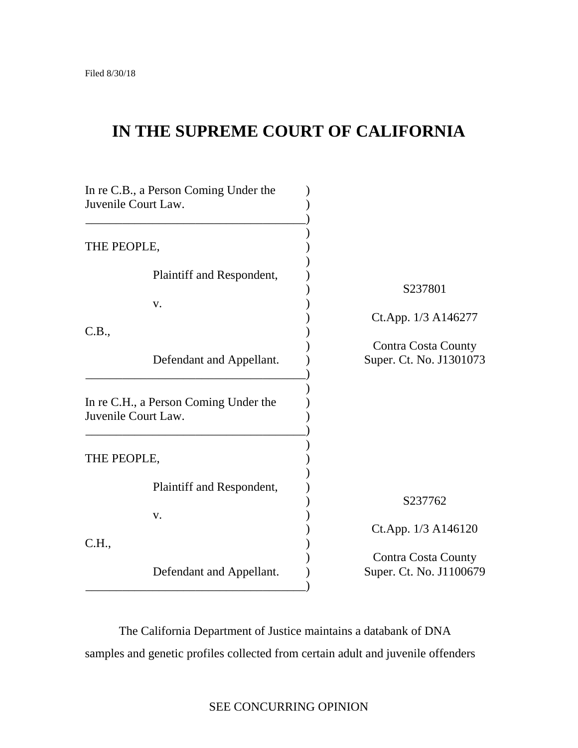Filed 8/30/18

# IN THE SUPREME COURT OF CALIFORNIA

| | |
|---|---|
| In re C.B., a Person Coming Under the Juvenile Court Law. | |
| THE PEOPLE, | |
| Plaintiff and Respondent, | S237801 |
| v. | Ct.App. 1/3 A146277 |
| C.B., | Contra Costa County |
| Defendant and Appellant. | Super. Ct. No. J1301073 |
| In re C.H., a Person Coming Under the Juvenile Court Law. | |
| THE PEOPLE, | |
| Plaintiff and Respondent, | S237762 |
| v. | Ct.App. 1/3 A146120 |
| C.H., | Contra Costa County |
| Defendant and Appellant. | Super. Ct. No. J1100679 |

The California Department of Justice maintains a databank of DNA samples and genetic profiles collected from certain adult and juvenile offenders

SEE CONCURRING OPINION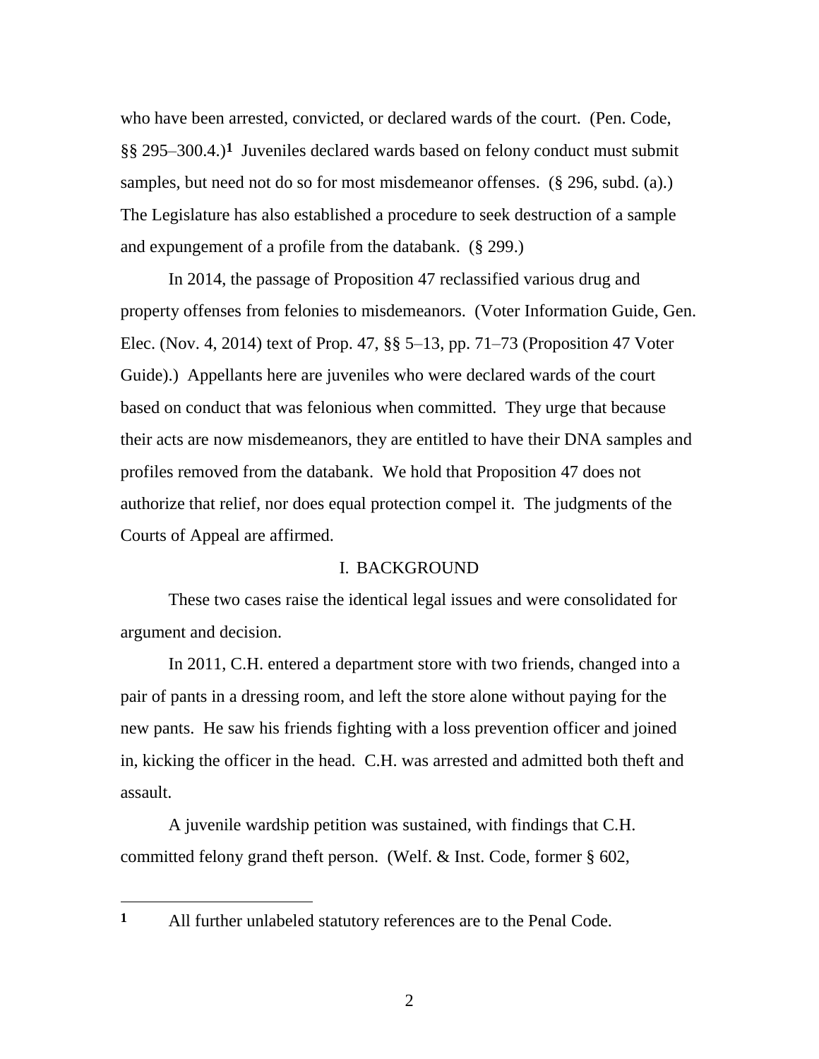who have been arrested, convicted, or declared wards of the court. (Pen. Code, §§ 295–300.4.)[1] Juveniles declared wards based on felony conduct must submit samples, but need not do so for most misdemeanor offenses. (§ 296, subd. (a).) The Legislature has also established a procedure to seek destruction of a sample and expungement of a profile from the databank. (§ 299.)

In 2014, the passage of Proposition 47 reclassified various drug and property offenses from felonies to misdemeanors. (Voter Information Guide, Gen. Elec. (Nov. 4, 2014) text of Prop. 47, §§ 5–13, pp. 71–73 (Proposition 47 Voter Guide).) Appellants here are juveniles who were declared wards of the court based on conduct that was felonious when committed. They urge that because their acts are now misdemeanors, they are entitled to have their DNA samples and profiles removed from the databank. We hold that Proposition 47 does not authorize that relief, nor does equal protection compel it. The judgments of the Courts of Appeal are affirmed.

## I. BACKGROUND

These two cases raise the identical legal issues and were consolidated for argument and decision.

In 2011, C.H. entered a department store with two friends, changed into a pair of pants in a dressing room, and left the store alone without paying for the new pants. He saw his friends fighting with a loss prevention officer and joined in, kicking the officer in the head. C.H. was arrested and admitted both theft and assault.

A juvenile wardship petition was sustained, with findings that C.H. committed felony grand theft person. (Welf. & Inst. Code, former § 602,

---

[1] All further unlabeled statutory references are to the Penal Code.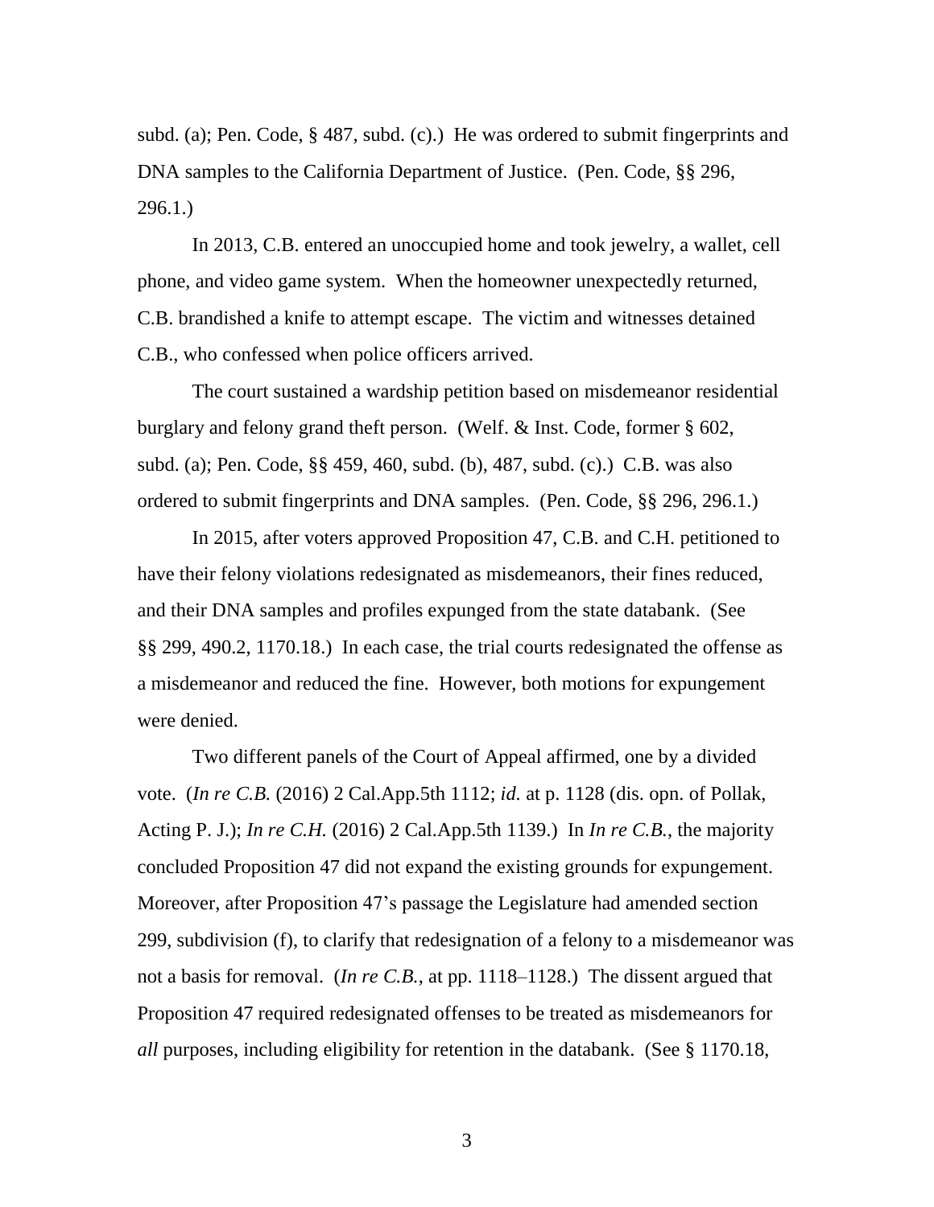subd. (a); Pen. Code, § 487, subd. (c).) He was ordered to submit fingerprints and DNA samples to the California Department of Justice. (Pen. Code, §§ 296, 296.1.)

In 2013, C.B. entered an unoccupied home and took jewelry, a wallet, cell phone, and video game system. When the homeowner unexpectedly returned, C.B. brandished a knife to attempt escape. The victim and witnesses detained C.B., who confessed when police officers arrived.

The court sustained a wardship petition based on misdemeanor residential burglary and felony grand theft person. (Welf. & Inst. Code, former § 602, subd. (a); Pen. Code, §§ 459, 460, subd. (b), 487, subd. (c).) C.B. was also ordered to submit fingerprints and DNA samples. (Pen. Code, §§ 296, 296.1.)

In 2015, after voters approved Proposition 47, C.B. and C.H. petitioned to have their felony violations redesignated as misdemeanors, their fines reduced, and their DNA samples and profiles expunged from the state databank. (See §§ 299, 490.2, 1170.18.) In each case, the trial courts redesignated the offense as a misdemeanor and reduced the fine. However, both motions for expungement were denied.

Two different panels of the Court of Appeal affirmed, one by a divided vote. (*In re C.B.* (2016) 2 Cal.App.5th 1112; *id.* at p. 1128 (dis. opn. of Pollak, Acting P. J.); *In re C.H.* (2016) 2 Cal.App.5th 1139.) In *In re C.B.*, the majority concluded Proposition 47 did not expand the existing grounds for expungement. Moreover, after Proposition 47's passage the Legislature had amended section 299, subdivision (f), to clarify that redesignation of a felony to a misdemeanor was not a basis for removal. (*In re C.B.*, at pp. 1118–1128.) The dissent argued that Proposition 47 required redesignated offenses to be treated as misdemeanors for *all* purposes, including eligibility for retention in the databank. (See § 1170.18,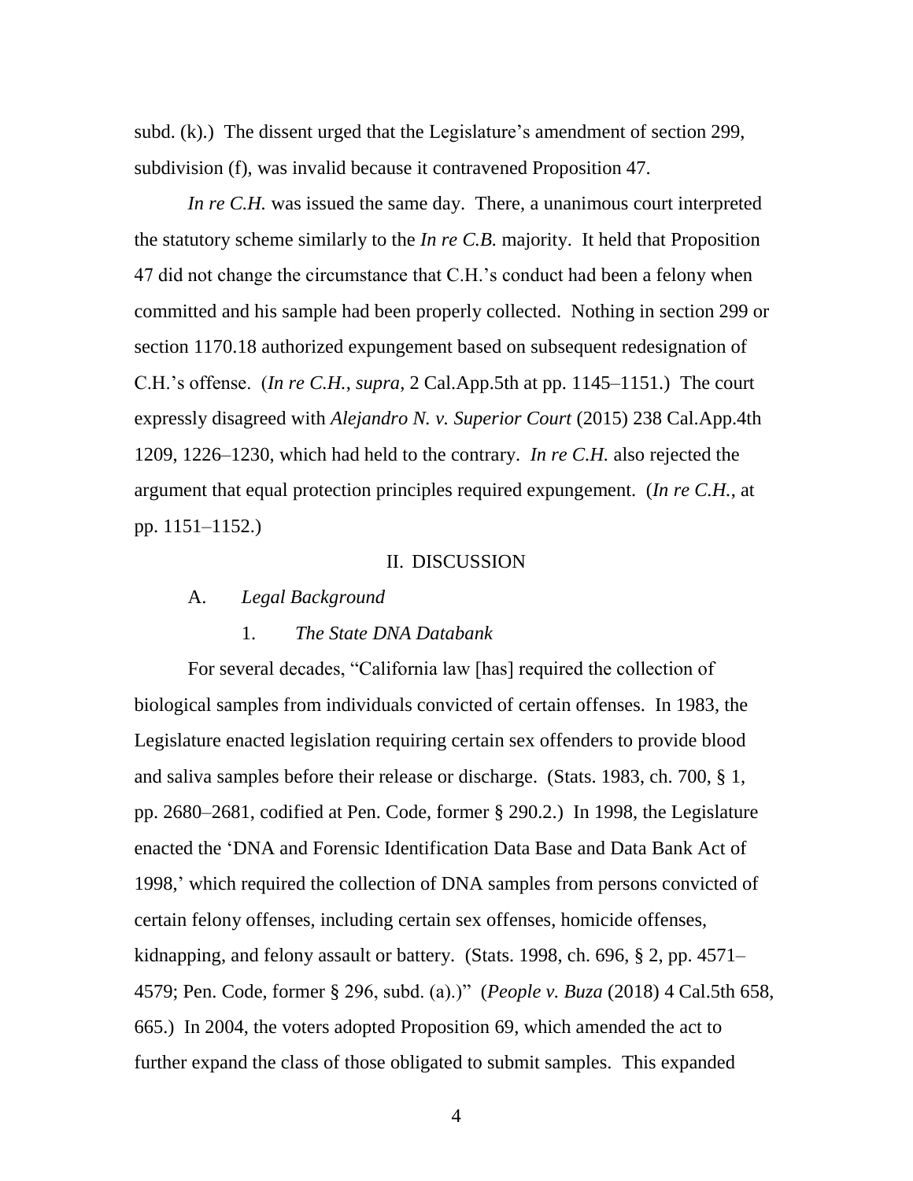subd. (k).) The dissent urged that the Legislature's amendment of section 299, subdivision (f), was invalid because it contravened Proposition 47.

*In re C.H.* was issued the same day. There, a unanimous court interpreted the statutory scheme similarly to the *In re C.B.* majority. It held that Proposition 47 did not change the circumstance that C.H.'s conduct had been a felony when committed and his sample had been properly collected. Nothing in section 299 or section 1170.18 authorized expungement based on subsequent redesignation of C.H.'s offense. (*In re C.H.*, *supra*, 2 Cal.App.5th at pp. 1145–1151.) The court expressly disagreed with *Alejandro N. v. Superior Court* (2015) 238 Cal.App.4th 1209, 1226–1230, which had held to the contrary. *In re C.H.* also rejected the argument that equal protection principles required expungement. (*In re C.H.*, at pp. 1151–1152.)

## II. DISCUSSION

### A. *Legal Background*

#### 1. *The State DNA Databank*

For several decades, "California law [has] required the collection of biological samples from individuals convicted of certain offenses. In 1983, the Legislature enacted legislation requiring certain sex offenders to provide blood and saliva samples before their release or discharge. (Stats. 1983, ch. 700, § 1, pp. 2680–2681, codified at Pen. Code, former § 290.2.) In 1998, the Legislature enacted the 'DNA and Forensic Identification Data Base and Data Bank Act of 1998,' which required the collection of DNA samples from persons convicted of certain felony offenses, including certain sex offenses, homicide offenses, kidnapping, and felony assault or battery. (Stats. 1998, ch. 696, § 2, pp. 4571–4579; Pen. Code, former § 296, subd. (a).)" (*People v. Buza* (2018) 4 Cal.5th 658, 665.) In 2004, the voters adopted Proposition 69, which amended the act to further expand the class of those obligated to submit samples. This expanded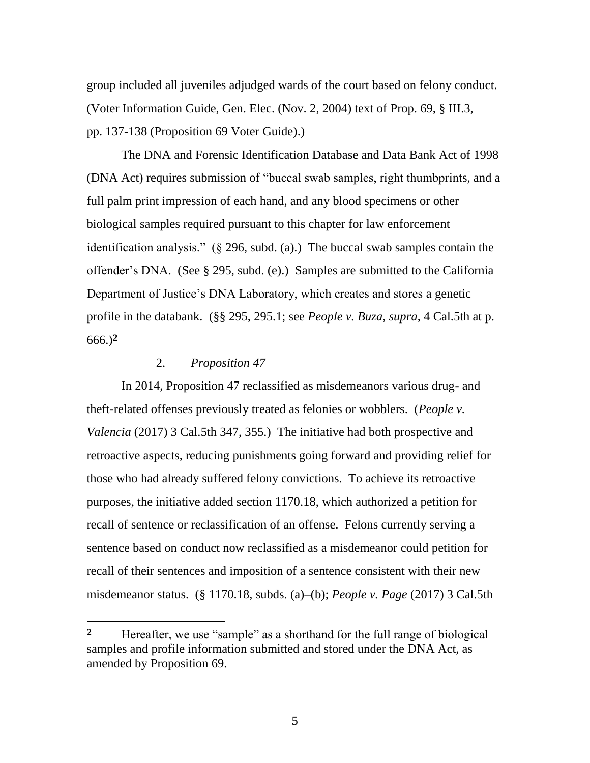group included all juveniles adjudged wards of the court based on felony conduct. (Voter Information Guide, Gen. Elec. (Nov. 2, 2004) text of Prop. 69, § III.3, pp. 137-138 (Proposition 69 Voter Guide).)

The DNA and Forensic Identification Database and Data Bank Act of 1998 (DNA Act) requires submission of "buccal swab samples, right thumbprints, and a full palm print impression of each hand, and any blood specimens or other biological samples required pursuant to this chapter for law enforcement identification analysis." (§ 296, subd. (a).) The buccal swab samples contain the offender's DNA. (See § 295, subd. (e).) Samples are submitted to the California Department of Justice's DNA Laboratory, which creates and stores a genetic profile in the databank. (§§ 295, 295.1; see *People v. Buza*, *supra*, 4 Cal.5th at p. 666.)[2]

2. *Proposition 47*

In 2014, Proposition 47 reclassified as misdemeanors various drug- and theft-related offenses previously treated as felonies or wobblers. (*People v. Valencia* (2017) 3 Cal.5th 347, 355.) The initiative had both prospective and retroactive aspects, reducing punishments going forward and providing relief for those who had already suffered felony convictions. To achieve its retroactive purposes, the initiative added section 1170.18, which authorized a petition for recall of sentence or reclassification of an offense. Felons currently serving a sentence based on conduct now reclassified as a misdemeanor could petition for recall of their sentences and imposition of a sentence consistent with their new misdemeanor status. (§ 1170.18, subds. (a)–(b); *People v. Page* (2017) 3 Cal.5th

---

[2] Hereafter, we use "sample" as a shorthand for the full range of biological samples and profile information submitted and stored under the DNA Act, as amended by Proposition 69.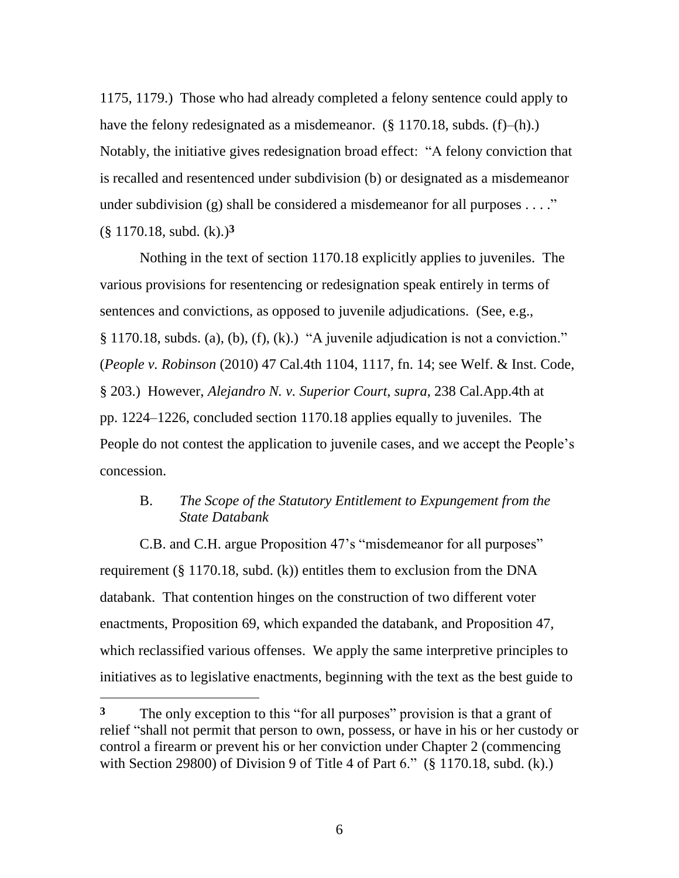1175, 1179.) Those who had already completed a felony sentence could apply to have the felony redesignated as a misdemeanor. (§ 1170.18, subds. (f)–(h).) Notably, the initiative gives redesignation broad effect: "A felony conviction that is recalled and resentenced under subdivision (b) or designated as a misdemeanor under subdivision (g) shall be considered a misdemeanor for all purposes . . . ." (§ 1170.18, subd. (k).)[3]

Nothing in the text of section 1170.18 explicitly applies to juveniles. The various provisions for resentencing or redesignation speak entirely in terms of sentences and convictions, as opposed to juvenile adjudications. (See, e.g., § 1170.18, subds. (a), (b), (f), (k).) "A juvenile adjudication is not a conviction." (*People v. Robinson* (2010) 47 Cal.4th 1104, 1117, fn. 14; see Welf. & Inst. Code, § 203.) However, *Alejandro N. v. Superior Court*, *supra*, 238 Cal.App.4th at pp. 1224–1226, concluded section 1170.18 applies equally to juveniles. The People do not contest the application to juvenile cases, and we accept the People's concession.

### B. *The Scope of the Statutory Entitlement to Expungement from the State Databank*

C.B. and C.H. argue Proposition 47's "misdemeanor for all purposes" requirement (§ 1170.18, subd. (k)) entitles them to exclusion from the DNA databank. That contention hinges on the construction of two different voter enactments, Proposition 69, which expanded the databank, and Proposition 47, which reclassified various offenses. We apply the same interpretive principles to initiatives as to legislative enactments, beginning with the text as the best guide to

---

[3] The only exception to this "for all purposes" provision is that a grant of relief "shall not permit that person to own, possess, or have in his or her custody or control a firearm or prevent his or her conviction under Chapter 2 (commencing with Section 29800) of Division 9 of Title 4 of Part 6." (§ 1170.18, subd. (k).)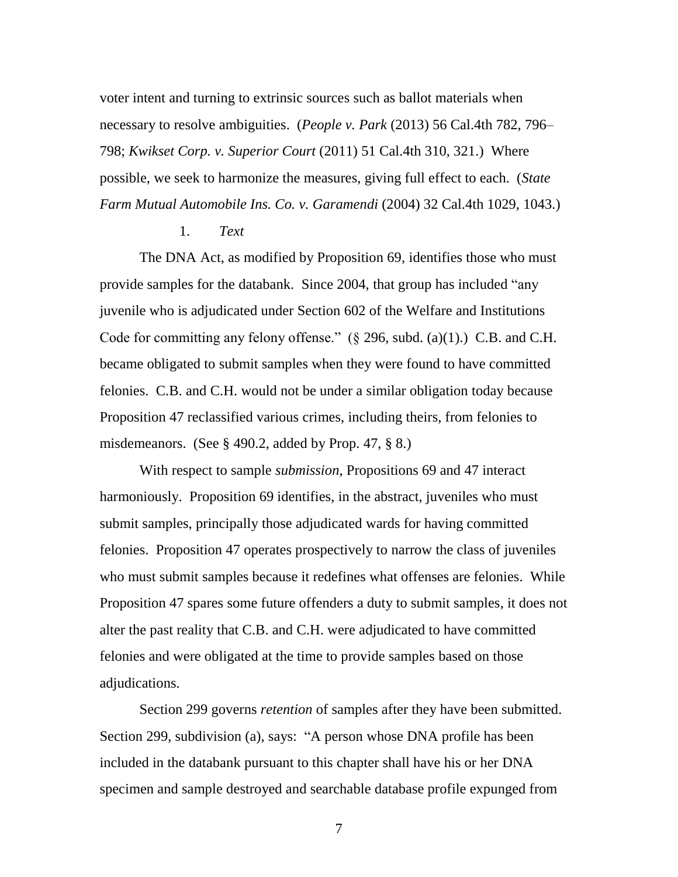voter intent and turning to extrinsic sources such as ballot materials when necessary to resolve ambiguities. (*People v. Park* (2013) 56 Cal.4th 782, 796–798; *Kwikset Corp. v. Superior Court* (2011) 51 Cal.4th 310, 321.) Where possible, we seek to harmonize the measures, giving full effect to each. (*State Farm Mutual Automobile Ins. Co. v. Garamendi* (2004) 32 Cal.4th 1029, 1043.)

1. *Text*

The DNA Act, as modified by Proposition 69, identifies those who must provide samples for the databank. Since 2004, that group has included "any juvenile who is adjudicated under Section 602 of the Welfare and Institutions Code for committing any felony offense." (§ 296, subd. (a)(1).) C.B. and C.H. became obligated to submit samples when they were found to have committed felonies. C.B. and C.H. would not be under a similar obligation today because Proposition 47 reclassified various crimes, including theirs, from felonies to misdemeanors. (See § 490.2, added by Prop. 47, § 8.)

With respect to sample *submission,* Propositions 69 and 47 interact harmoniously. Proposition 69 identifies, in the abstract, juveniles who must submit samples, principally those adjudicated wards for having committed felonies. Proposition 47 operates prospectively to narrow the class of juveniles who must submit samples because it redefines what offenses are felonies. While Proposition 47 spares some future offenders a duty to submit samples, it does not alter the past reality that C.B. and C.H. were adjudicated to have committed felonies and were obligated at the time to provide samples based on those adjudications.

Section 299 governs *retention* of samples after they have been submitted. Section 299, subdivision (a), says: "A person whose DNA profile has been included in the databank pursuant to this chapter shall have his or her DNA specimen and sample destroyed and searchable database profile expunged from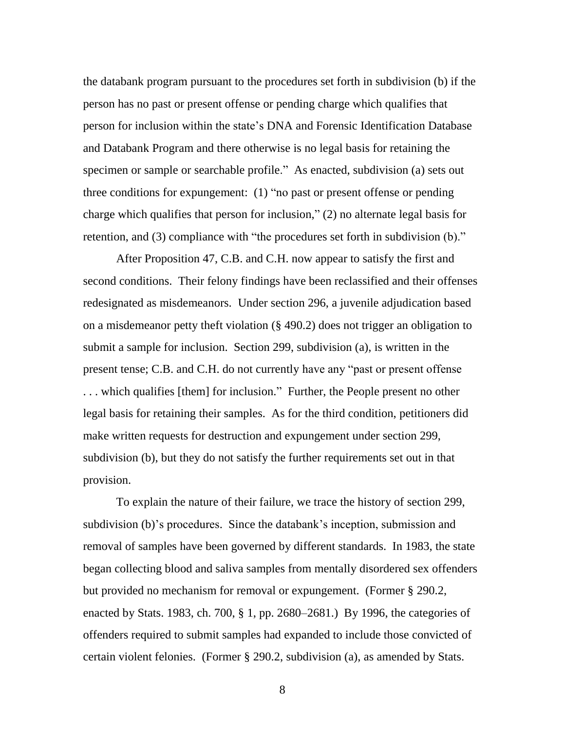the databank program pursuant to the procedures set forth in subdivision (b) if the person has no past or present offense or pending charge which qualifies that person for inclusion within the state's DNA and Forensic Identification Database and Databank Program and there otherwise is no legal basis for retaining the specimen or sample or searchable profile." As enacted, subdivision (a) sets out three conditions for expungement: (1) "no past or present offense or pending charge which qualifies that person for inclusion," (2) no alternate legal basis for retention, and (3) compliance with "the procedures set forth in subdivision (b)."

After Proposition 47, C.B. and C.H. now appear to satisfy the first and second conditions. Their felony findings have been reclassified and their offenses redesignated as misdemeanors. Under section 296, a juvenile adjudication based on a misdemeanor petty theft violation (§ 490.2) does not trigger an obligation to submit a sample for inclusion. Section 299, subdivision (a), is written in the present tense; C.B. and C.H. do not currently have any "past or present offense . . . which qualifies [them] for inclusion." Further, the People present no other legal basis for retaining their samples. As for the third condition, petitioners did make written requests for destruction and expungement under section 299, subdivision (b), but they do not satisfy the further requirements set out in that provision.

To explain the nature of their failure, we trace the history of section 299, subdivision (b)'s procedures. Since the databank's inception, submission and removal of samples have been governed by different standards. In 1983, the state began collecting blood and saliva samples from mentally disordered sex offenders but provided no mechanism for removal or expungement. (Former § 290.2, enacted by Stats. 1983, ch. 700, § 1, pp. 2680–2681.) By 1996, the categories of offenders required to submit samples had expanded to include those convicted of certain violent felonies. (Former § 290.2, subdivision (a), as amended by Stats.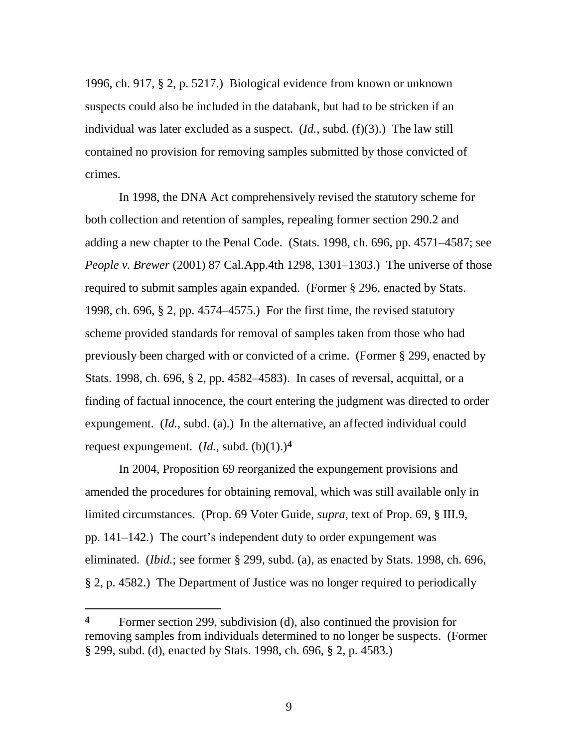1996, ch. 917, § 2, p. 5217.) Biological evidence from known or unknown suspects could also be included in the databank, but had to be stricken if an individual was later excluded as a suspect. (*Id.*, subd. (f)(3).) The law still contained no provision for removing samples submitted by those convicted of crimes.

In 1998, the DNA Act comprehensively revised the statutory scheme for both collection and retention of samples, repealing former section 290.2 and adding a new chapter to the Penal Code. (Stats. 1998, ch. 696, pp. 4571–4587; see *People v. Brewer* (2001) 87 Cal.App.4th 1298, 1301–1303.) The universe of those required to submit samples again expanded. (Former § 296, enacted by Stats. 1998, ch. 696, § 2, pp. 4574–4575.) For the first time, the revised statutory scheme provided standards for removal of samples taken from those who had previously been charged with or convicted of a crime. (Former § 299, enacted by Stats. 1998, ch. 696, § 2, pp. 4582–4583). In cases of reversal, acquittal, or a finding of factual innocence, the court entering the judgment was directed to order expungement. (*Id.*, subd. (a).) In the alternative, an affected individual could request expungement. (*Id.*, subd. (b)(1).)[4]

In 2004, Proposition 69 reorganized the expungement provisions and amended the procedures for obtaining removal, which was still available only in limited circumstances. (Prop. 69 Voter Guide, *supra*, text of Prop. 69, § III.9, pp. 141–142.) The court's independent duty to order expungement was eliminated. (*Ibid.*; see former § 299, subd. (a), as enacted by Stats. 1998, ch. 696, § 2, p. 4582.) The Department of Justice was no longer required to periodically

---

[4] Former section 299, subdivision (d), also continued the provision for removing samples from individuals determined to no longer be suspects. (Former § 299, subd. (d), enacted by Stats. 1998, ch. 696, § 2, p. 4583.)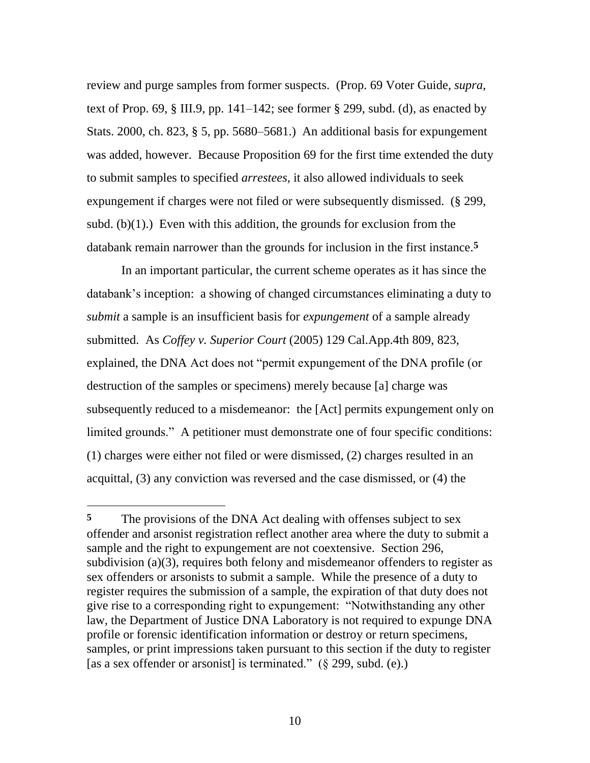review and purge samples from former suspects. (Prop. 69 Voter Guide, *supra*, text of Prop. 69, § III.9, pp. 141–142; see former § 299, subd. (d), as enacted by Stats. 2000, ch. 823, § 5, pp. 5680–5681.) An additional basis for expungement was added, however. Because Proposition 69 for the first time extended the duty to submit samples to specified *arrestees*, it also allowed individuals to seek expungement if charges were not filed or were subsequently dismissed. (§ 299, subd. (b)(1).) Even with this addition, the grounds for exclusion from the databank remain narrower than the grounds for inclusion in the first instance.[5]

In an important particular, the current scheme operates as it has since the databank's inception: a showing of changed circumstances eliminating a duty to *submit* a sample is an insufficient basis for *expungement* of a sample already submitted. As *Coffey v. Superior Court* (2005) 129 Cal.App.4th 809, 823, explained, the DNA Act does not "permit expungement of the DNA profile (or destruction of the samples or specimens) merely because [a] charge was subsequently reduced to a misdemeanor: the [Act] permits expungement only on limited grounds." A petitioner must demonstrate one of four specific conditions: (1) charges were either not filed or were dismissed, (2) charges resulted in an acquittal, (3) any conviction was reversed and the case dismissed, or (4) the

---

**5** The provisions of the DNA Act dealing with offenses subject to sex offender and arsonist registration reflect another area where the duty to submit a sample and the right to expungement are not coextensive. Section 296, subdivision (a)(3), requires both felony and misdemeanor offenders to register as sex offenders or arsonists to submit a sample. While the presence of a duty to register requires the submission of a sample, the expiration of that duty does not give rise to a corresponding right to expungement: "Notwithstanding any other law, the Department of Justice DNA Laboratory is not required to expunge DNA profile or forensic identification information or destroy or return specimens, samples, or print impressions taken pursuant to this section if the duty to register [as a sex offender or arsonist] is terminated." (§ 299, subd. (e).)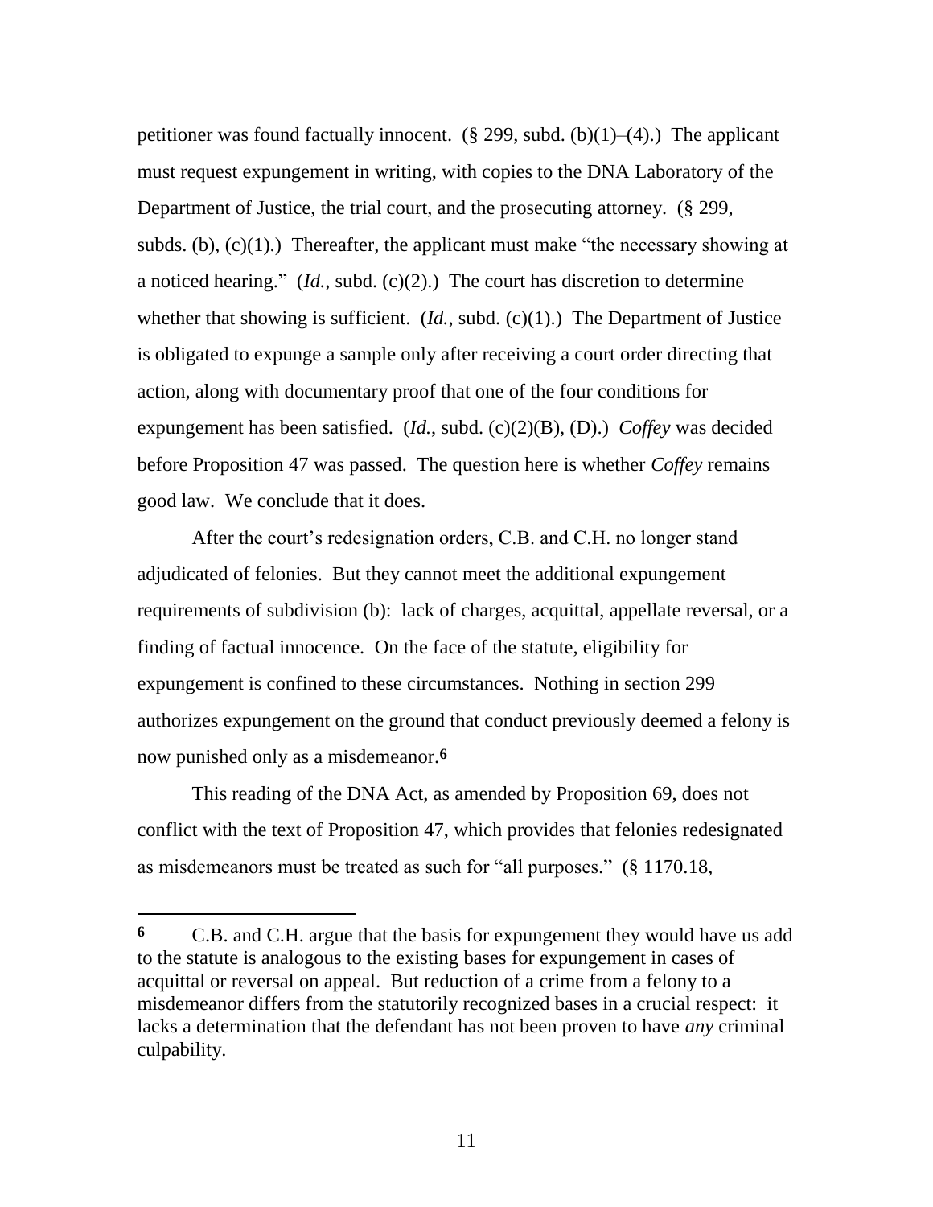petitioner was found factually innocent. (§ 299, subd. (b)(1)–(4).) The applicant must request expungement in writing, with copies to the DNA Laboratory of the Department of Justice, the trial court, and the prosecuting attorney. (§ 299, subds. (b), (c)(1).) Thereafter, the applicant must make "the necessary showing at a noticed hearing." (*Id.*, subd. (c)(2).) The court has discretion to determine whether that showing is sufficient. (*Id.*, subd. (c)(1).) The Department of Justice is obligated to expunge a sample only after receiving a court order directing that action, along with documentary proof that one of the four conditions for expungement has been satisfied. (*Id.*, subd. (c)(2)(B), (D).) *Coffey* was decided before Proposition 47 was passed. The question here is whether *Coffey* remains good law. We conclude that it does.

After the court's redesignation orders, C.B. and C.H. no longer stand adjudicated of felonies. But they cannot meet the additional expungement requirements of subdivision (b): lack of charges, acquittal, appellate reversal, or a finding of factual innocence. On the face of the statute, eligibility for expungement is confined to these circumstances. Nothing in section 299 authorizes expungement on the ground that conduct previously deemed a felony is now punished only as a misdemeanor.[6]

This reading of the DNA Act, as amended by Proposition 69, does not conflict with the text of Proposition 47, which provides that felonies redesignated as misdemeanors must be treated as such for "all purposes." (§ 1170.18,

---

**6** C.B. and C.H. argue that the basis for expungement they would have us add to the statute is analogous to the existing bases for expungement in cases of acquittal or reversal on appeal. But reduction of a crime from a felony to a misdemeanor differs from the statutorily recognized bases in a crucial respect: it lacks a determination that the defendant has not been proven to have *any* criminal culpability.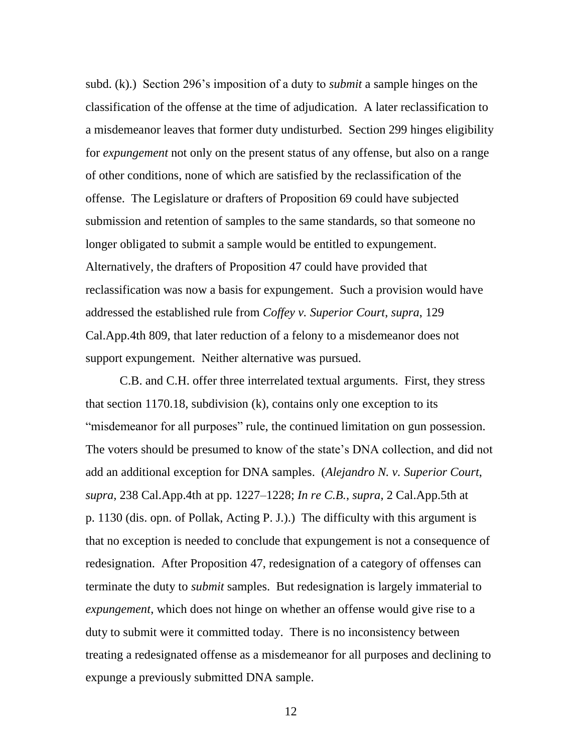subd. (k).) Section 296's imposition of a duty to *submit* a sample hinges on the classification of the offense at the time of adjudication. A later reclassification to a misdemeanor leaves that former duty undisturbed. Section 299 hinges eligibility for *expungement* not only on the present status of any offense, but also on a range of other conditions, none of which are satisfied by the reclassification of the offense. The Legislature or drafters of Proposition 69 could have subjected submission and retention of samples to the same standards, so that someone no longer obligated to submit a sample would be entitled to expungement. Alternatively, the drafters of Proposition 47 could have provided that reclassification was now a basis for expungement. Such a provision would have addressed the established rule from *Coffey v. Superior Court*, *supra*, 129 Cal.App.4th 809, that later reduction of a felony to a misdemeanor does not support expungement. Neither alternative was pursued.

C.B. and C.H. offer three interrelated textual arguments. First, they stress that section 1170.18, subdivision (k), contains only one exception to its "misdemeanor for all purposes" rule, the continued limitation on gun possession. The voters should be presumed to know of the state's DNA collection, and did not add an additional exception for DNA samples. (*Alejandro N. v. Superior Court*, *supra*, 238 Cal.App.4th at pp. 1227–1228; *In re C.B.*, *supra*, 2 Cal.App.5th at p. 1130 (dis. opn. of Pollak, Acting P. J.).) The difficulty with this argument is that no exception is needed to conclude that expungement is not a consequence of redesignation. After Proposition 47, redesignation of a category of offenses can terminate the duty to *submit* samples. But redesignation is largely immaterial to *expungement*, which does not hinge on whether an offense would give rise to a duty to submit were it committed today. There is no inconsistency between treating a redesignated offense as a misdemeanor for all purposes and declining to expunge a previously submitted DNA sample.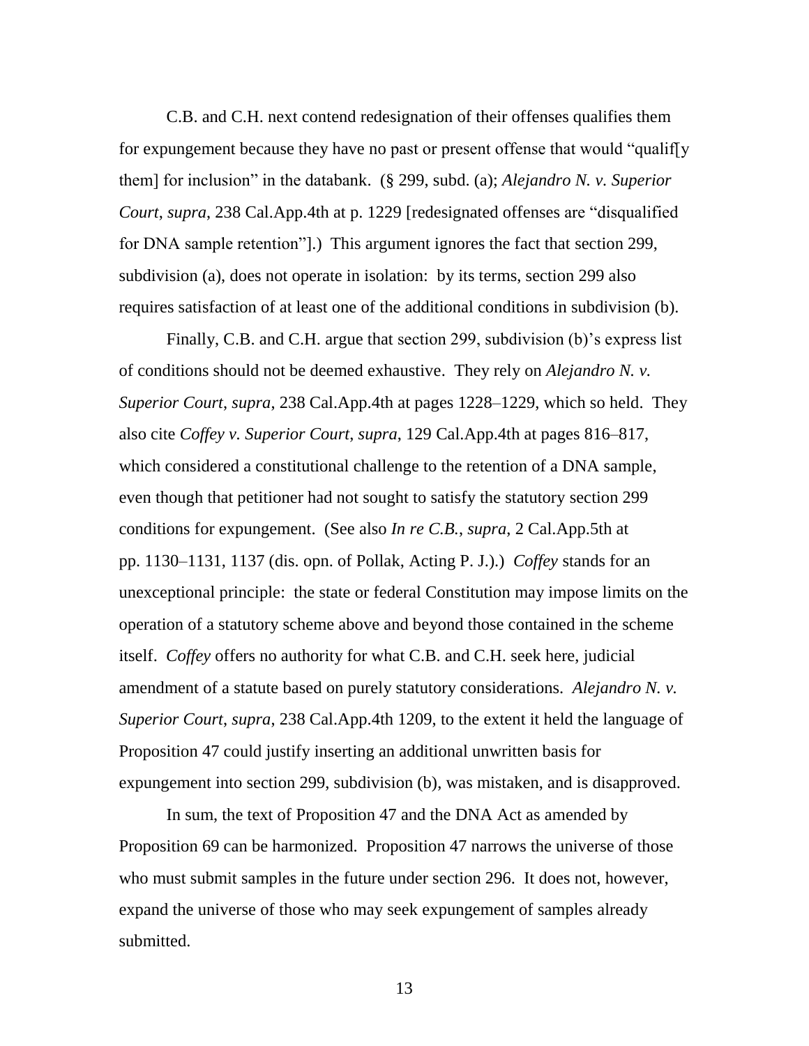C.B. and C.H. next contend redesignation of their offenses qualifies them for expungement because they have no past or present offense that would "qualif[y them] for inclusion" in the databank. (§ 299, subd. (a); *Alejandro N. v. Superior Court*, *supra*, 238 Cal.App.4th at p. 1229 [redesignated offenses are "disqualified for DNA sample retention"].) This argument ignores the fact that section 299, subdivision (a), does not operate in isolation: by its terms, section 299 also requires satisfaction of at least one of the additional conditions in subdivision (b).

Finally, C.B. and C.H. argue that section 299, subdivision (b)'s express list of conditions should not be deemed exhaustive. They rely on *Alejandro N. v. Superior Court*, *supra*, 238 Cal.App.4th at pages 1228–1229, which so held. They also cite *Coffey v. Superior Court*, *supra*, 129 Cal.App.4th at pages 816–817, which considered a constitutional challenge to the retention of a DNA sample, even though that petitioner had not sought to satisfy the statutory section 299 conditions for expungement. (See also *In re C.B.*, *supra*, 2 Cal.App.5th at pp. 1130–1131, 1137 (dis. opn. of Pollak, Acting P. J.).) *Coffey* stands for an unexceptional principle: the state or federal Constitution may impose limits on the operation of a statutory scheme above and beyond those contained in the scheme itself. *Coffey* offers no authority for what C.B. and C.H. seek here, judicial amendment of a statute based on purely statutory considerations. *Alejandro N. v. Superior Court*, *supra*, 238 Cal.App.4th 1209, to the extent it held the language of Proposition 47 could justify inserting an additional unwritten basis for expungement into section 299, subdivision (b), was mistaken, and is disapproved.

In sum, the text of Proposition 47 and the DNA Act as amended by Proposition 69 can be harmonized. Proposition 47 narrows the universe of those who must submit samples in the future under section 296. It does not, however, expand the universe of those who may seek expungement of samples already submitted.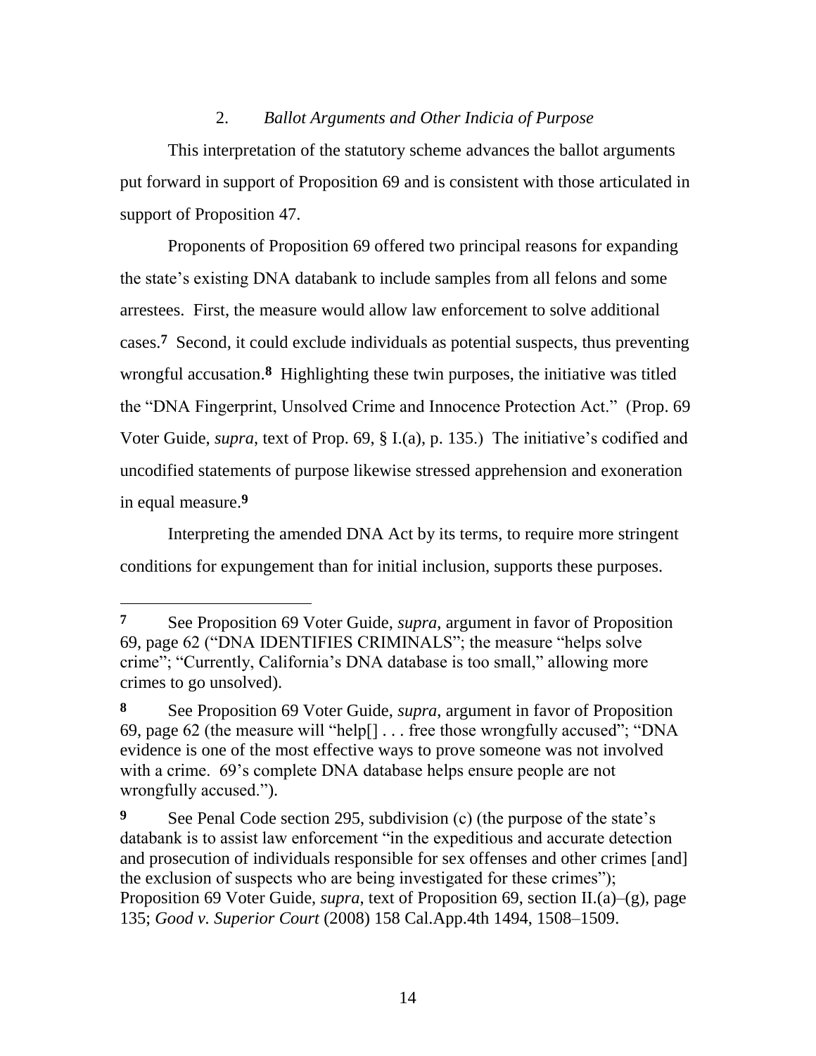### 2. *Ballot Arguments and Other Indicia of Purpose*

This interpretation of the statutory scheme advances the ballot arguments put forward in support of Proposition 69 and is consistent with those articulated in support of Proposition 47.

Proponents of Proposition 69 offered two principal reasons for expanding the state's existing DNA databank to include samples from all felons and some arrestees. First, the measure would allow law enforcement to solve additional cases.[7] Second, it could exclude individuals as potential suspects, thus preventing wrongful accusation.[8] Highlighting these twin purposes, the initiative was titled the "DNA Fingerprint, Unsolved Crime and Innocence Protection Act." (Prop. 69 Voter Guide, *supra*, text of Prop. 69, § I.(a), p. 135.) The initiative's codified and uncodified statements of purpose likewise stressed apprehension and exoneration in equal measure.[9]

Interpreting the amended DNA Act by its terms, to require more stringent conditions for expungement than for initial inclusion, supports these purposes.

---

**7** See Proposition 69 Voter Guide, *supra*, argument in favor of Proposition 69, page 62 ("DNA IDENTIFIES CRIMINALS"; the measure "helps solve crime"; "Currently, California's DNA database is too small," allowing more crimes to go unsolved).

**8** See Proposition 69 Voter Guide, *supra*, argument in favor of Proposition 69, page 62 (the measure will "help[] . . . free those wrongfully accused"; "DNA evidence is one of the most effective ways to prove someone was not involved with a crime. 69's complete DNA database helps ensure people are not wrongfully accused.").

**9** See Penal Code section 295, subdivision (c) (the purpose of the state's databank is to assist law enforcement "in the expeditious and accurate detection and prosecution of individuals responsible for sex offenses and other crimes [and] the exclusion of suspects who are being investigated for these crimes"); Proposition 69 Voter Guide, *supra*, text of Proposition 69, section II.(a)–(g), page 135; *Good v. Superior Court* (2008) 158 Cal.App.4th 1494, 1508–1509.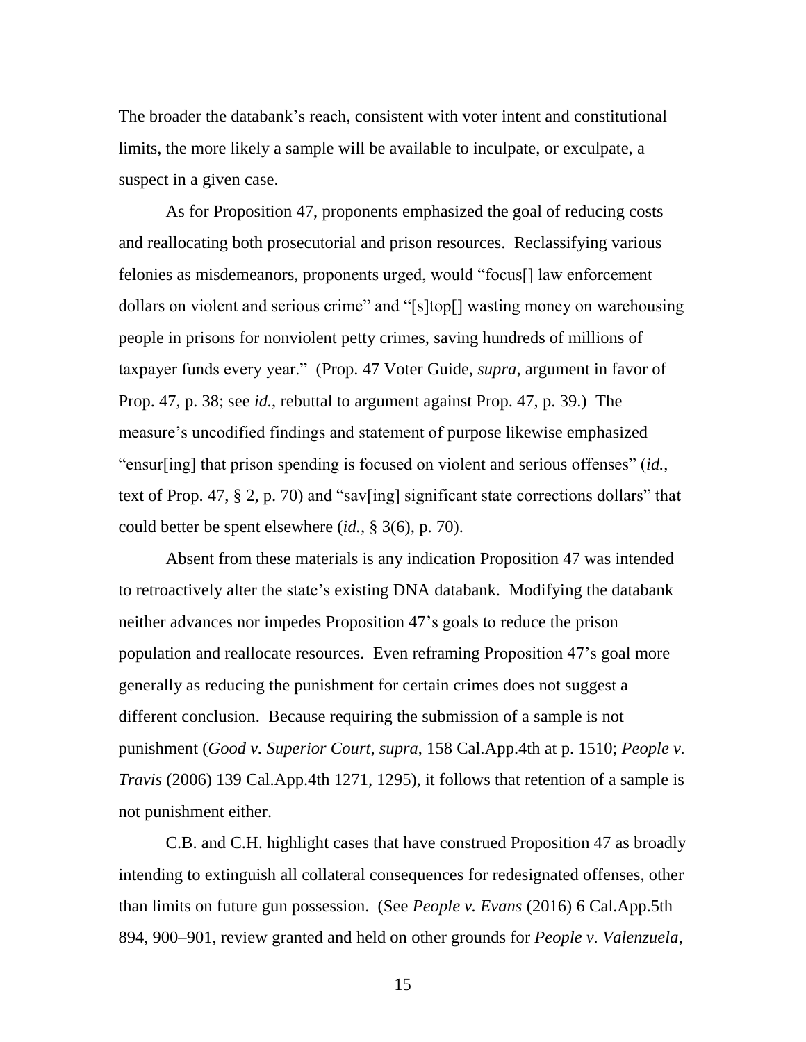The broader the databank's reach, consistent with voter intent and constitutional limits, the more likely a sample will be available to inculpate, or exculpate, a suspect in a given case.

As for Proposition 47, proponents emphasized the goal of reducing costs and reallocating both prosecutorial and prison resources. Reclassifying various felonies as misdemeanors, proponents urged, would "focus[] law enforcement dollars on violent and serious crime" and "[s]top[] wasting money on warehousing people in prisons for nonviolent petty crimes, saving hundreds of millions of taxpayer funds every year." (Prop. 47 Voter Guide, *supra*, argument in favor of Prop. 47, p. 38; see *id.*, rebuttal to argument against Prop. 47, p. 39.) The measure's uncodified findings and statement of purpose likewise emphasized "ensur[ing] that prison spending is focused on violent and serious offenses" (*id.*, text of Prop. 47, § 2, p. 70) and "sav[ing] significant state corrections dollars" that could better be spent elsewhere (*id.*, § 3(6), p. 70).

Absent from these materials is any indication Proposition 47 was intended to retroactively alter the state's existing DNA databank. Modifying the databank neither advances nor impedes Proposition 47's goals to reduce the prison population and reallocate resources. Even reframing Proposition 47's goal more generally as reducing the punishment for certain crimes does not suggest a different conclusion. Because requiring the submission of a sample is not punishment (*Good v. Superior Court*, *supra*, 158 Cal.App.4th at p. 1510; *People v. Travis* (2006) 139 Cal.App.4th 1271, 1295), it follows that retention of a sample is not punishment either.

C.B. and C.H. highlight cases that have construed Proposition 47 as broadly intending to extinguish all collateral consequences for redesignated offenses, other than limits on future gun possession. (See *People v. Evans* (2016) 6 Cal.App.5th 894, 900–901, review granted and held on other grounds for *People v. Valenzuela*,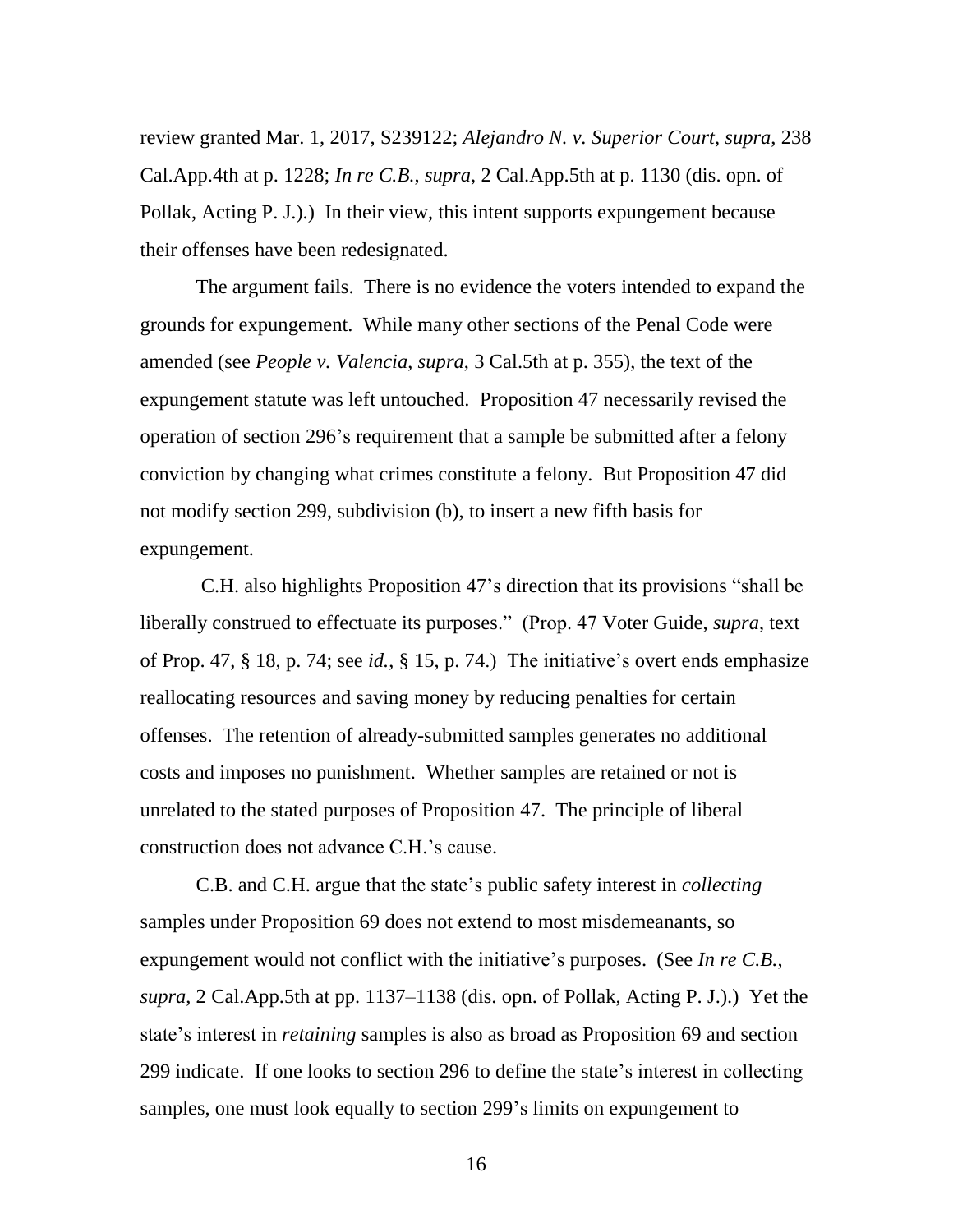review granted Mar. 1, 2017, S239122; *Alejandro N. v. Superior Court*, *supra*, 238 Cal.App.4th at p. 1228; *In re C.B.*, *supra*, 2 Cal.App.5th at p. 1130 (dis. opn. of Pollak, Acting P. J.).) In their view, this intent supports expungement because their offenses have been redesignated.

The argument fails. There is no evidence the voters intended to expand the grounds for expungement. While many other sections of the Penal Code were amended (see *People v. Valencia, supra,* 3 Cal.5th at p. 355), the text of the expungement statute was left untouched. Proposition 47 necessarily revised the operation of section 296's requirement that a sample be submitted after a felony conviction by changing what crimes constitute a felony. But Proposition 47 did not modify section 299, subdivision (b), to insert a new fifth basis for expungement.

C.H. also highlights Proposition 47's direction that its provisions "shall be liberally construed to effectuate its purposes." (Prop. 47 Voter Guide, *supra*, text of Prop. 47, § 18, p. 74; see *id.*, § 15, p. 74.) The initiative's overt ends emphasize reallocating resources and saving money by reducing penalties for certain offenses. The retention of already-submitted samples generates no additional costs and imposes no punishment. Whether samples are retained or not is unrelated to the stated purposes of Proposition 47. The principle of liberal construction does not advance C.H.'s cause.

C.B. and C.H. argue that the state's public safety interest in *collecting* samples under Proposition 69 does not extend to most misdemeanants, so expungement would not conflict with the initiative's purposes. (See *In re C.B.*, *supra*, 2 Cal.App.5th at pp. 1137–1138 (dis. opn. of Pollak, Acting P. J.).) Yet the state's interest in *retaining* samples is also as broad as Proposition 69 and section 299 indicate. If one looks to section 296 to define the state's interest in collecting samples, one must look equally to section 299's limits on expungement to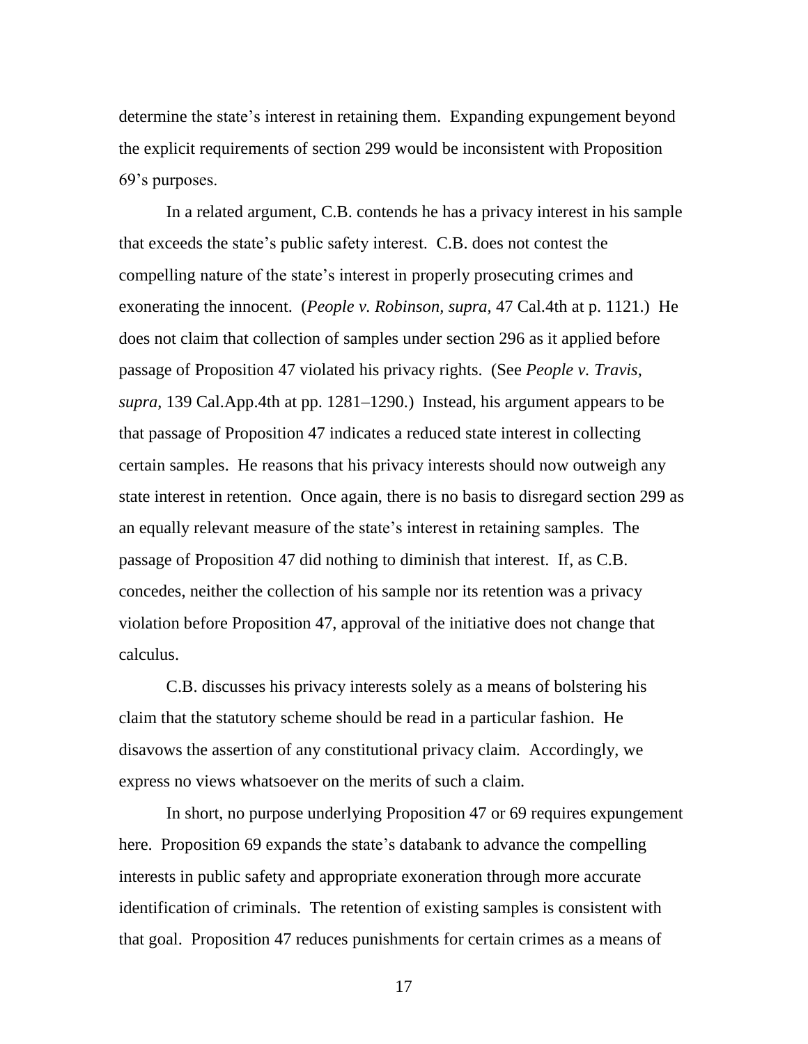determine the state's interest in retaining them. Expanding expungement beyond the explicit requirements of section 299 would be inconsistent with Proposition 69's purposes.

In a related argument, C.B. contends he has a privacy interest in his sample that exceeds the state's public safety interest. C.B. does not contest the compelling nature of the state's interest in properly prosecuting crimes and exonerating the innocent. (*People v. Robinson, supra,* 47 Cal.4th at p. 1121.) He does not claim that collection of samples under section 296 as it applied before passage of Proposition 47 violated his privacy rights. (See *People v. Travis*, *supra*, 139 Cal.App.4th at pp. 1281–1290.) Instead, his argument appears to be that passage of Proposition 47 indicates a reduced state interest in collecting certain samples. He reasons that his privacy interests should now outweigh any state interest in retention. Once again, there is no basis to disregard section 299 as an equally relevant measure of the state's interest in retaining samples. The passage of Proposition 47 did nothing to diminish that interest. If, as C.B. concedes, neither the collection of his sample nor its retention was a privacy violation before Proposition 47, approval of the initiative does not change that calculus.

C.B. discusses his privacy interests solely as a means of bolstering his claim that the statutory scheme should be read in a particular fashion. He disavows the assertion of any constitutional privacy claim. Accordingly, we express no views whatsoever on the merits of such a claim.

In short, no purpose underlying Proposition 47 or 69 requires expungement here. Proposition 69 expands the state's databank to advance the compelling interests in public safety and appropriate exoneration through more accurate identification of criminals. The retention of existing samples is consistent with that goal. Proposition 47 reduces punishments for certain crimes as a means of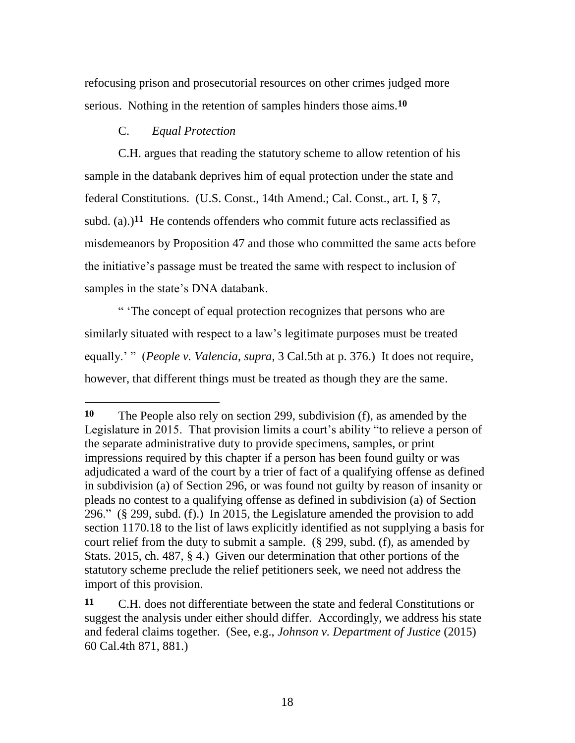refocusing prison and prosecutorial resources on other crimes judged more serious. Nothing in the retention of samples hinders those aims.[10]

### C. *Equal Protection*

C.H. argues that reading the statutory scheme to allow retention of his sample in the databank deprives him of equal protection under the state and federal Constitutions. (U.S. Const., 14th Amend.; Cal. Const., art. I, § 7, subd. (a).)[11] He contends offenders who commit future acts reclassified as misdemeanors by Proposition 47 and those who committed the same acts before the initiative's passage must be treated the same with respect to inclusion of samples in the state's DNA databank.

" 'The concept of equal protection recognizes that persons who are similarly situated with respect to a law's legitimate purposes must be treated equally.' " (*People v. Valencia*, *supra*, 3 Cal.5th at p. 376.) It does not require, however, that different things must be treated as though they are the same.

---

**10** The People also rely on section 299, subdivision (f), as amended by the Legislature in 2015. That provision limits a court's ability "to relieve a person of the separate administrative duty to provide specimens, samples, or print impressions required by this chapter if a person has been found guilty or was adjudicated a ward of the court by a trier of fact of a qualifying offense as defined in subdivision (a) of Section 296, or was found not guilty by reason of insanity or pleads no contest to a qualifying offense as defined in subdivision (a) of Section 296." (§ 299, subd. (f).) In 2015, the Legislature amended the provision to add section 1170.18 to the list of laws explicitly identified as not supplying a basis for court relief from the duty to submit a sample. (§ 299, subd. (f), as amended by Stats. 2015, ch. 487, § 4.) Given our determination that other portions of the statutory scheme preclude the relief petitioners seek, we need not address the import of this provision.

**11** C.H. does not differentiate between the state and federal Constitutions or suggest the analysis under either should differ. Accordingly, we address his state and federal claims together. (See, e.g., *Johnson v. Department of Justice* (2015) 60 Cal.4th 871, 881.)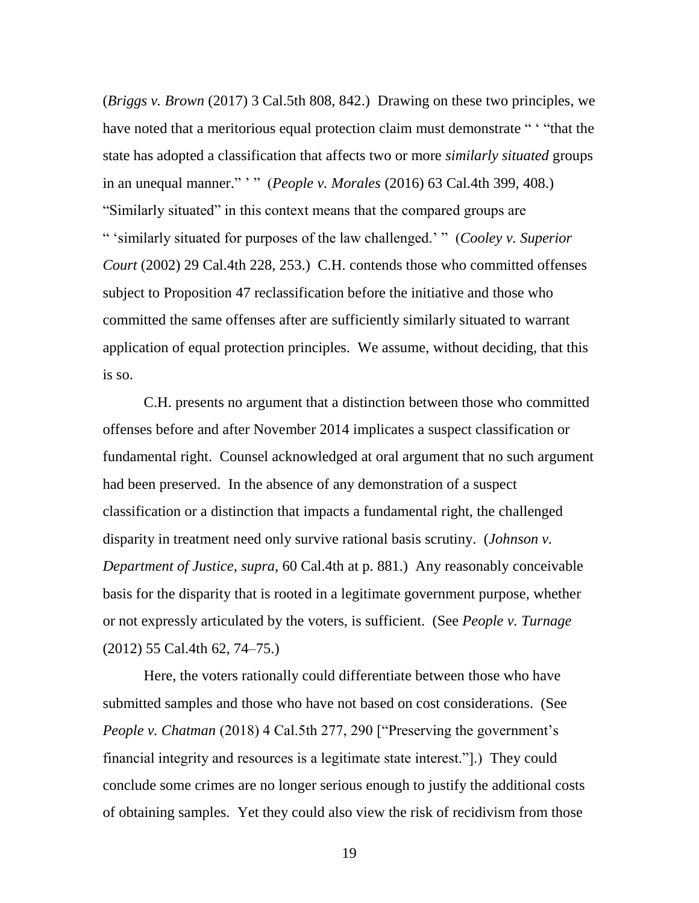(*Briggs v. Brown* (2017) 3 Cal.5th 808, 842.) Drawing on these two principles, we have noted that a meritorious equal protection claim must demonstrate " ' "that the state has adopted a classification that affects two or more *similarly situated* groups in an unequal manner." ' " (*People v. Morales* (2016) 63 Cal.4th 399, 408.) "Similarly situated" in this context means that the compared groups are " 'similarly situated for purposes of the law challenged.' " (*Cooley v. Superior Court* (2002) 29 Cal.4th 228, 253.) C.H. contends those who committed offenses subject to Proposition 47 reclassification before the initiative and those who committed the same offenses after are sufficiently similarly situated to warrant application of equal protection principles. We assume, without deciding, that this is so.

C.H. presents no argument that a distinction between those who committed offenses before and after November 2014 implicates a suspect classification or fundamental right. Counsel acknowledged at oral argument that no such argument had been preserved. In the absence of any demonstration of a suspect classification or a distinction that impacts a fundamental right, the challenged disparity in treatment need only survive rational basis scrutiny. (*Johnson v. Department of Justice*, *supra*, 60 Cal.4th at p. 881.) Any reasonably conceivable basis for the disparity that is rooted in a legitimate government purpose, whether or not expressly articulated by the voters, is sufficient. (See *People v. Turnage* (2012) 55 Cal.4th 62, 74–75.)

Here, the voters rationally could differentiate between those who have submitted samples and those who have not based on cost considerations. (See *People v. Chatman* (2018) 4 Cal.5th 277, 290 ["Preserving the government's financial integrity and resources is a legitimate state interest."].) They could conclude some crimes are no longer serious enough to justify the additional costs of obtaining samples. Yet they could also view the risk of recidivism from those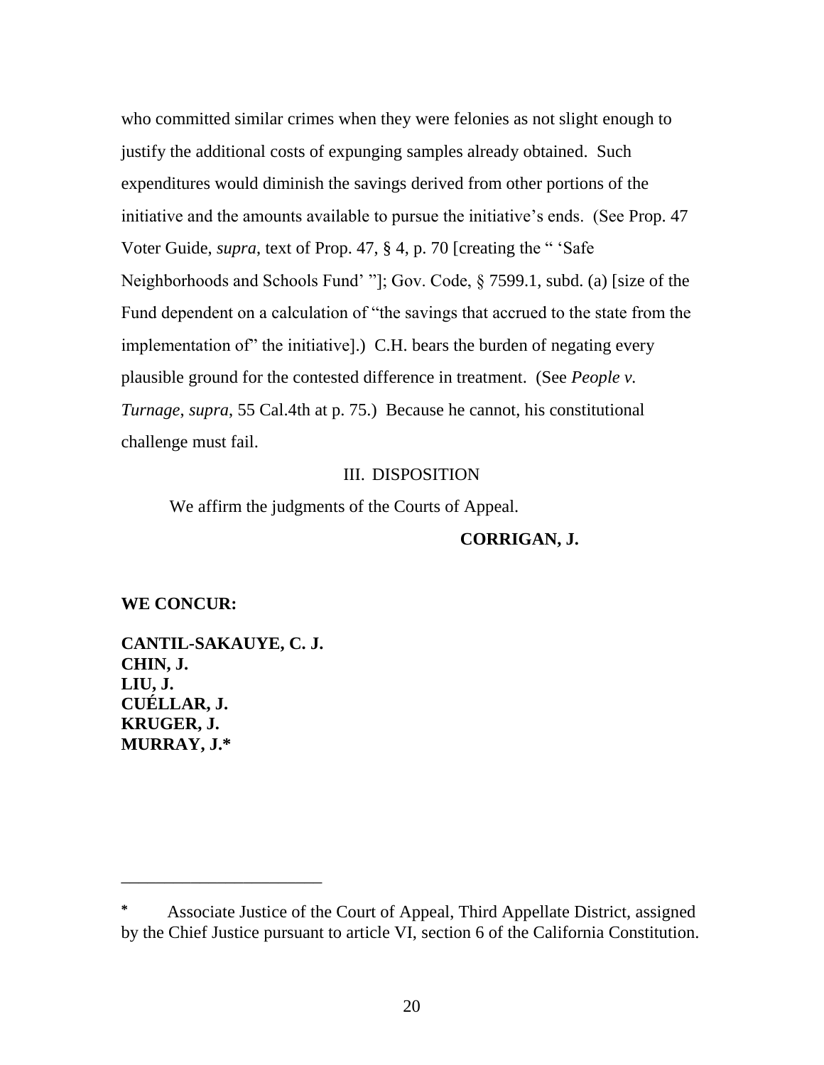who committed similar crimes when they were felonies as not slight enough to justify the additional costs of expunging samples already obtained. Such expenditures would diminish the savings derived from other portions of the initiative and the amounts available to pursue the initiative's ends. (See Prop. 47 Voter Guide, *supra*, text of Prop. 47, § 4, p. 70 [creating the " 'Safe Neighborhoods and Schools Fund' "]; Gov. Code, § 7599.1, subd. (a) [size of the Fund dependent on a calculation of "the savings that accrued to the state from the implementation of" the initiative].) C.H. bears the burden of negating every plausible ground for the contested difference in treatment. (See *People v. Turnage*, *supra*, 55 Cal.4th at p. 75.) Because he cannot, his constitutional challenge must fail.

## III. DISPOSITION

We affirm the judgments of the Courts of Appeal.

**CORRIGAN, J.**

**WE CONCUR:**

**CANTIL-SAKAUYE, C. J.**
**CHIN, J.**
**LIU, J.**
**CUÉLLAR, J.**
**KRUGER, J.**
**MURRAY, J.***

---

* Associate Justice of the Court of Appeal, Third Appellate District, assigned by the Chief Justice pursuant to article VI, section 6 of the California Constitution.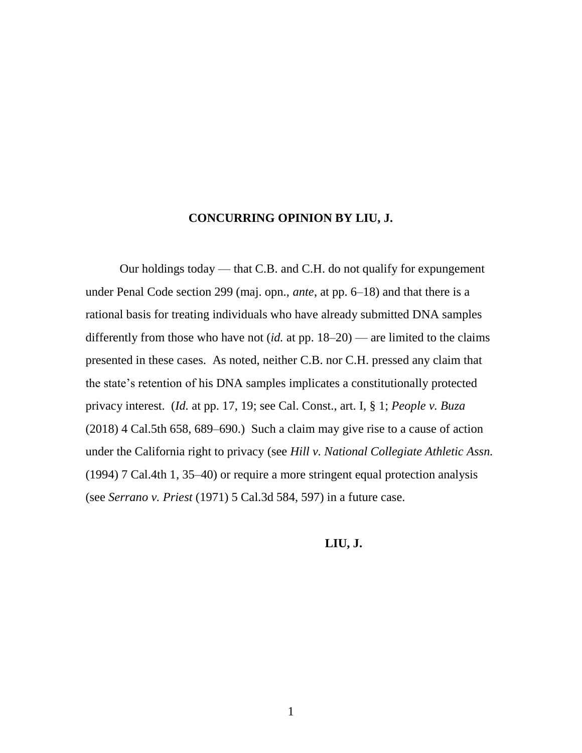**CONCURRING OPINION BY LIU, J.**

Our holdings today — that C.B. and C.H. do not qualify for expungement under Penal Code section 299 (maj. opn., *ante*, at pp. 6–18) and that there is a rational basis for treating individuals who have already submitted DNA samples differently from those who have not (*id.* at pp. 18–20) — are limited to the claims presented in these cases. As noted, neither C.B. nor C.H. pressed any claim that the state's retention of his DNA samples implicates a constitutionally protected privacy interest. (*Id.* at pp. 17, 19; see Cal. Const., art. I, § 1; *People v. Buza* (2018) 4 Cal.5th 658, 689–690.) Such a claim may give rise to a cause of action under the California right to privacy (see *Hill v. National Collegiate Athletic Assn.* (1994) 7 Cal.4th 1, 35–40) or require a more stringent equal protection analysis (see *Serrano v. Priest* (1971) 5 Cal.3d 584, 597) in a future case.

**LIU, J.**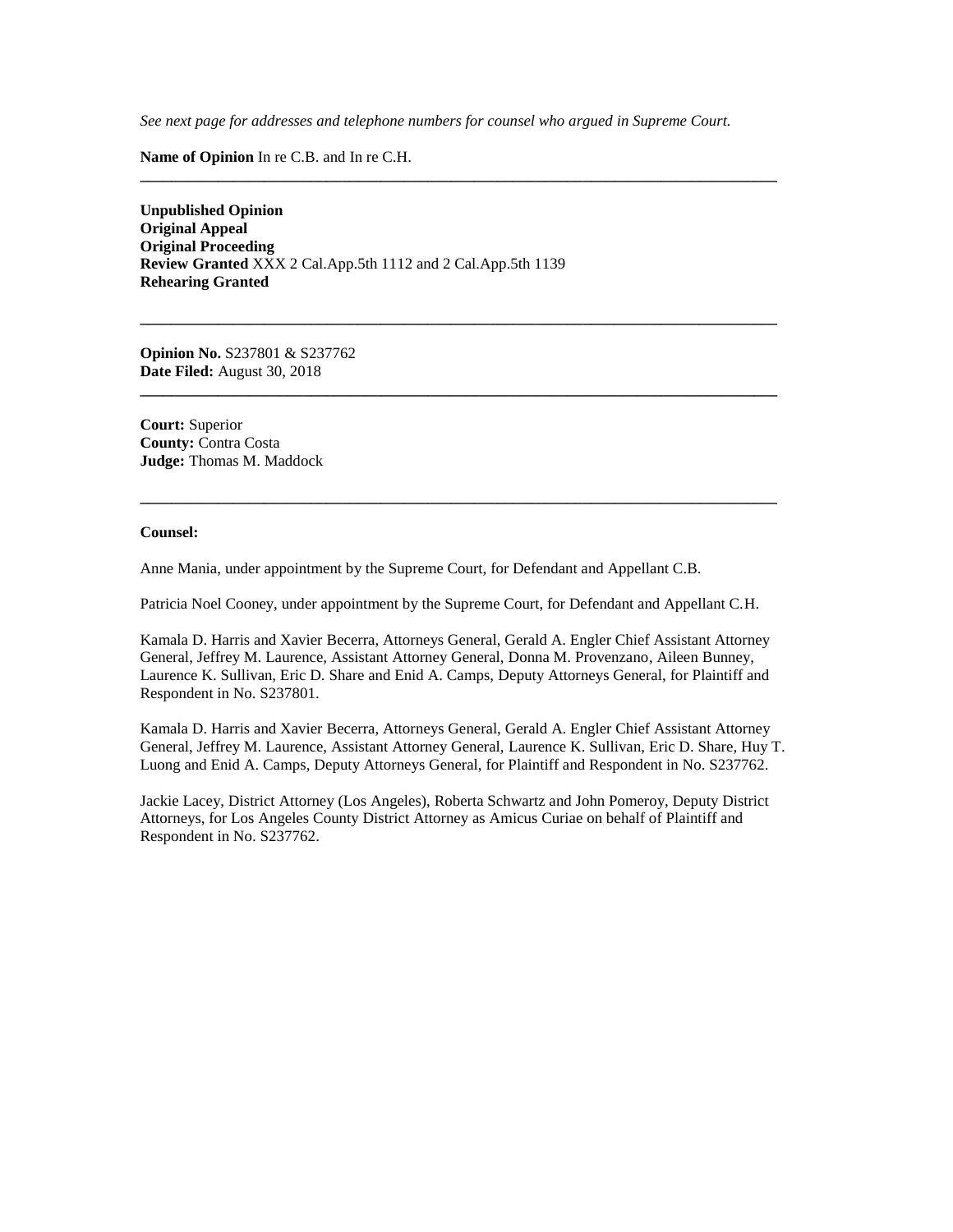*See next page for addresses and telephone numbers for counsel who argued in Supreme Court.*

**Name of Opinion** In re C.B. and In re C.H.

---

**Unpublished Opinion**
**Original Appeal**
**Original Proceeding**
**Review Granted** XXX 2 Cal.App.5th 1112 and 2 Cal.App.5th 1139
**Rehearing Granted**

---

**Opinion No.** S237801 & S237762
**Date Filed:** August 30, 2018

---

**Court:** Superior
**County:** Contra Costa
**Judge:** Thomas M. Maddock

---

**Counsel:**

Anne Mania, under appointment by the Supreme Court, for Defendant and Appellant C.B.

Patricia Noel Cooney, under appointment by the Supreme Court, for Defendant and Appellant C.H.

Kamala D. Harris and Xavier Becerra, Attorneys General, Gerald A. Engler Chief Assistant Attorney General, Jeffrey M. Laurence, Assistant Attorney General, Donna M. Provenzano, Aileen Bunney, Laurence K. Sullivan, Eric D. Share and Enid A. Camps, Deputy Attorneys General, for Plaintiff and Respondent in No. S237801.

Kamala D. Harris and Xavier Becerra, Attorneys General, Gerald A. Engler Chief Assistant Attorney General, Jeffrey M. Laurence, Assistant Attorney General, Laurence K. Sullivan, Eric D. Share, Huy T. Luong and Enid A. Camps, Deputy Attorneys General, for Plaintiff and Respondent in No. S237762.

Jackie Lacey, District Attorney (Los Angeles), Roberta Schwartz and John Pomeroy, Deputy District Attorneys, for Los Angeles County District Attorney as Amicus Curiae on behalf of Plaintiff and Respondent in No. S237762.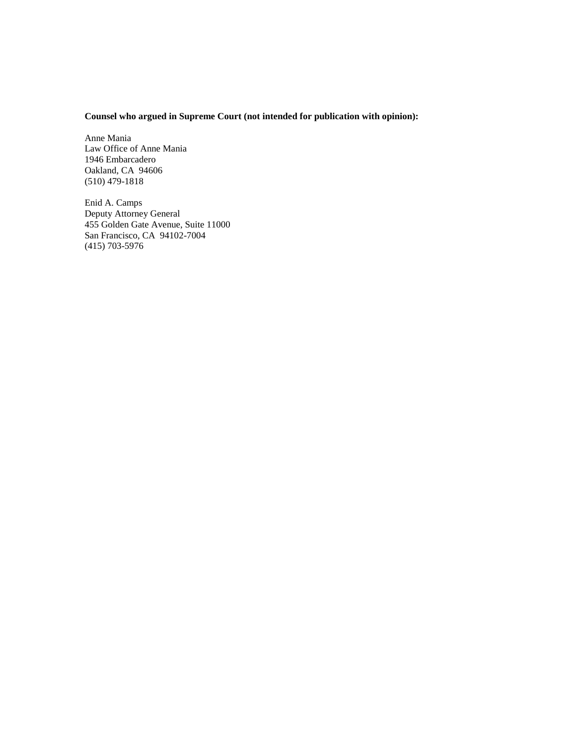**Counsel who argued in Supreme Court (not intended for publication with opinion):**

Anne Mania
Law Office of Anne Mania
1946 Embarcadero
Oakland, CA 94606
(510) 479-1818

Enid A. Camps
Deputy Attorney General
455 Golden Gate Avenue, Suite 11000
San Francisco, CA 94102-7004
(415) 703-5976